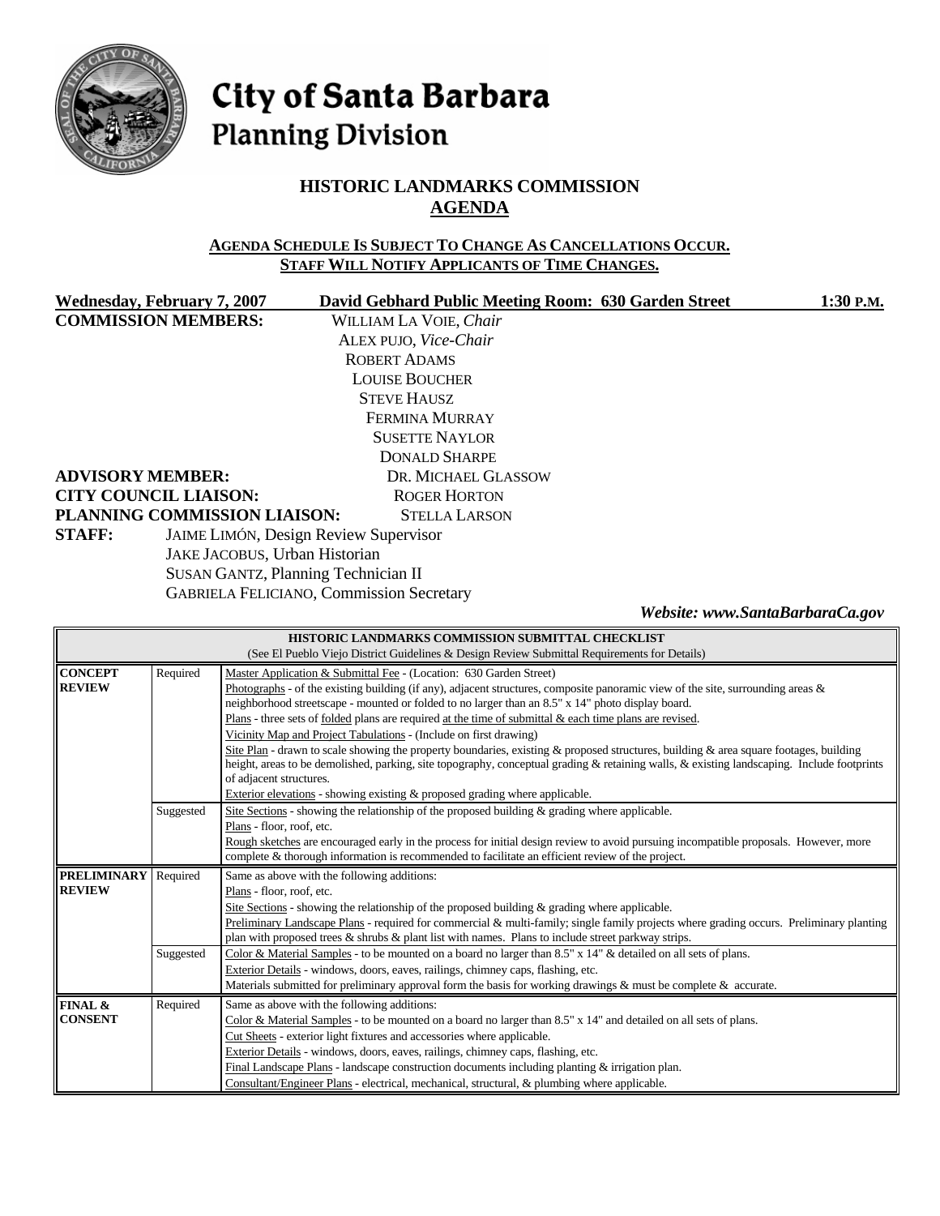# City of Santa Barbara
## Planning Division

## HISTORIC LANDMARKS COMMISSION
## AGENDA

**AGENDA SCHEDULE IS SUBJECT TO CHANGE AS CANCELLATIONS OCCUR.**
**STAFF WILL NOTIFY APPLICANTS OF TIME CHANGES.**

**Wednesday, February 7, 2007** **David Gebhard Public Meeting Room: 630 Garden Street** **1:30 P.M.**

**COMMISSION MEMBERS:**
WILLIAM LA VOIE, *Chair*
ALEX PUJO, *Vice-Chair*
ROBERT ADAMS
LOUISE BOUCHER
STEVE HAUSZ
FERMINA MURRAY
SUSETTE NAYLOR
DONALD SHARPE

**ADVISORY MEMBER:** DR. MICHAEL GLASSOW

**CITY COUNCIL LIAISON:** ROGER HORTON

**PLANNING COMMISSION LIAISON:** STELLA LARSON

**STAFF:**
JAIME LIMÓN, Design Review Supervisor
JAKE JACOBUS, Urban Historian
SUSAN GANTZ, Planning Technician II
GABRIELA FELICIANO, Commission Secretary

*Website: www.SantaBarbaraCa.gov*

| HISTORIC LANDMARKS COMMISSION SUBMITTAL CHECKLIST (See El Pueblo Viejo District Guidelines & Design Review Submittal Requirements for Details) | | |
|---|---|---|
| **CONCEPT REVIEW** | Required | Master Application & Submittal Fee - (Location: 630 Garden Street)<br>Photographs - of the existing building (if any), adjacent structures, composite panoramic view of the site, surrounding areas & neighborhood streetscape - mounted or folded to no larger than an 8.5" x 14" photo display board.<br>Plans - three sets of folded plans are required at the time of submittal & each time plans are revised.<br>Vicinity Map and Project Tabulations - (Include on first drawing)<br>Site Plan - drawn to scale showing the property boundaries, existing & proposed structures, building & area square footages, building height, areas to be demolished, parking, site topography, conceptual grading & retaining walls, & existing landscaping. Include footprints of adjacent structures.<br>Exterior elevations - showing existing & proposed grading where applicable. |
| | Suggested | Site Sections - showing the relationship of the proposed building & grading where applicable.<br>Plans - floor, roof, etc.<br>Rough sketches are encouraged early in the process for initial design review to avoid pursuing incompatible proposals. However, more complete & thorough information is recommended to facilitate an efficient review of the project. |
| **PRELIMINARY REVIEW** | Required | Same as above with the following additions:<br>Plans - floor, roof, etc.<br>Site Sections - showing the relationship of the proposed building & grading where applicable.<br>Preliminary Landscape Plans - required for commercial & multi-family; single family projects where grading occurs. Preliminary planting plan with proposed trees & shrubs & plant list with names. Plans to include street parkway strips. |
| | Suggested | Color & Material Samples - to be mounted on a board no larger than 8.5" x 14" & detailed on all sets of plans.<br>Exterior Details - windows, doors, eaves, railings, chimney caps, flashing, etc.<br>Materials submitted for preliminary approval form the basis for working drawings & must be complete & accurate. |
| **FINAL & CONSENT** | Required | Same as above with the following additions:<br>Color & Material Samples - to be mounted on a board no larger than 8.5" x 14" and detailed on all sets of plans.<br>Cut Sheets - exterior light fixtures and accessories where applicable.<br>Exterior Details - windows, doors, eaves, railings, chimney caps, flashing, etc.<br>Final Landscape Plans - landscape construction documents including planting & irrigation plan.<br>Consultant/Engineer Plans - electrical, mechanical, structural, & plumbing where applicable. |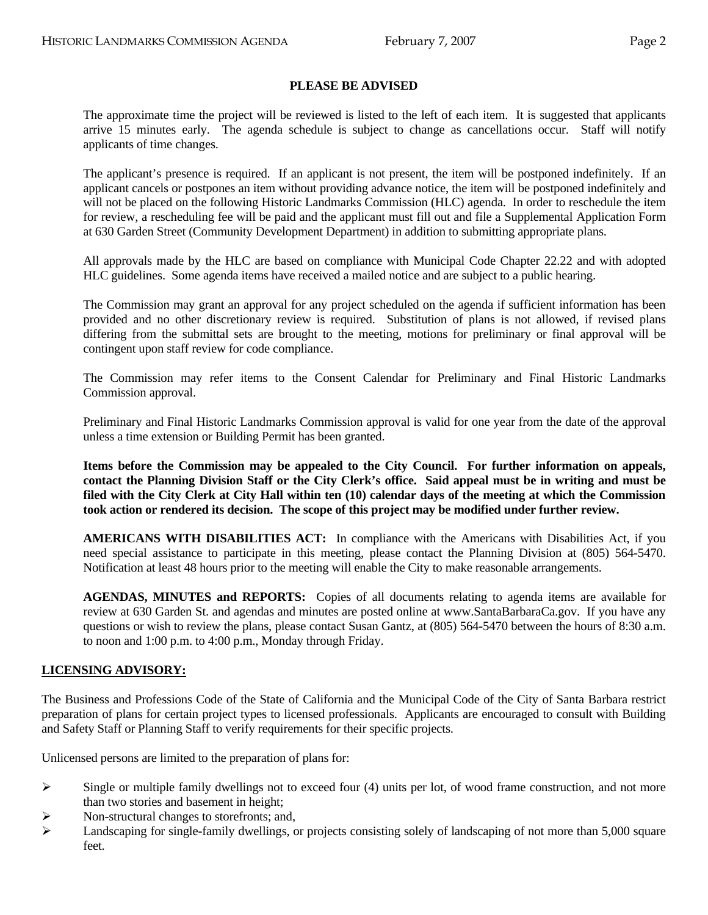## PLEASE BE ADVISED

The approximate time the project will be reviewed is listed to the left of each item. It is suggested that applicants arrive 15 minutes early. The agenda schedule is subject to change as cancellations occur. Staff will notify applicants of time changes.

The applicant's presence is required. If an applicant is not present, the item will be postponed indefinitely. If an applicant cancels or postpones an item without providing advance notice, the item will be postponed indefinitely and will not be placed on the following Historic Landmarks Commission (HLC) agenda. In order to reschedule the item for review, a rescheduling fee will be paid and the applicant must fill out and file a Supplemental Application Form at 630 Garden Street (Community Development Department) in addition to submitting appropriate plans.

All approvals made by the HLC are based on compliance with Municipal Code Chapter 22.22 and with adopted HLC guidelines. Some agenda items have received a mailed notice and are subject to a public hearing.

The Commission may grant an approval for any project scheduled on the agenda if sufficient information has been provided and no other discretionary review is required. Substitution of plans is not allowed, if revised plans differing from the submittal sets are brought to the meeting, motions for preliminary or final approval will be contingent upon staff review for code compliance.

The Commission may refer items to the Consent Calendar for Preliminary and Final Historic Landmarks Commission approval.

Preliminary and Final Historic Landmarks Commission approval is valid for one year from the date of the approval unless a time extension or Building Permit has been granted.

**Items before the Commission may be appealed to the City Council. For further information on appeals, contact the Planning Division Staff or the City Clerk's office. Said appeal must be in writing and must be filed with the City Clerk at City Hall within ten (10) calendar days of the meeting at which the Commission took action or rendered its decision. The scope of this project may be modified under further review.**

**AMERICANS WITH DISABILITIES ACT:** In compliance with the Americans with Disabilities Act, if you need special assistance to participate in this meeting, please contact the Planning Division at (805) 564-5470. Notification at least 48 hours prior to the meeting will enable the City to make reasonable arrangements.

**AGENDAS, MINUTES and REPORTS:** Copies of all documents relating to agenda items are available for review at 630 Garden St. and agendas and minutes are posted online at www.SantaBarbaraCa.gov. If you have any questions or wish to review the plans, please contact Susan Gantz, at (805) 564-5470 between the hours of 8:30 a.m. to noon and 1:00 p.m. to 4:00 p.m., Monday through Friday.

## LICENSING ADVISORY:

The Business and Professions Code of the State of California and the Municipal Code of the City of Santa Barbara restrict preparation of plans for certain project types to licensed professionals. Applicants are encouraged to consult with Building and Safety Staff or Planning Staff to verify requirements for their specific projects.

Unlicensed persons are limited to the preparation of plans for:

- Single or multiple family dwellings not to exceed four (4) units per lot, of wood frame construction, and not more than two stories and basement in height;
- Non-structural changes to storefronts; and,
- Landscaping for single-family dwellings, or projects consisting solely of landscaping of not more than 5,000 square feet.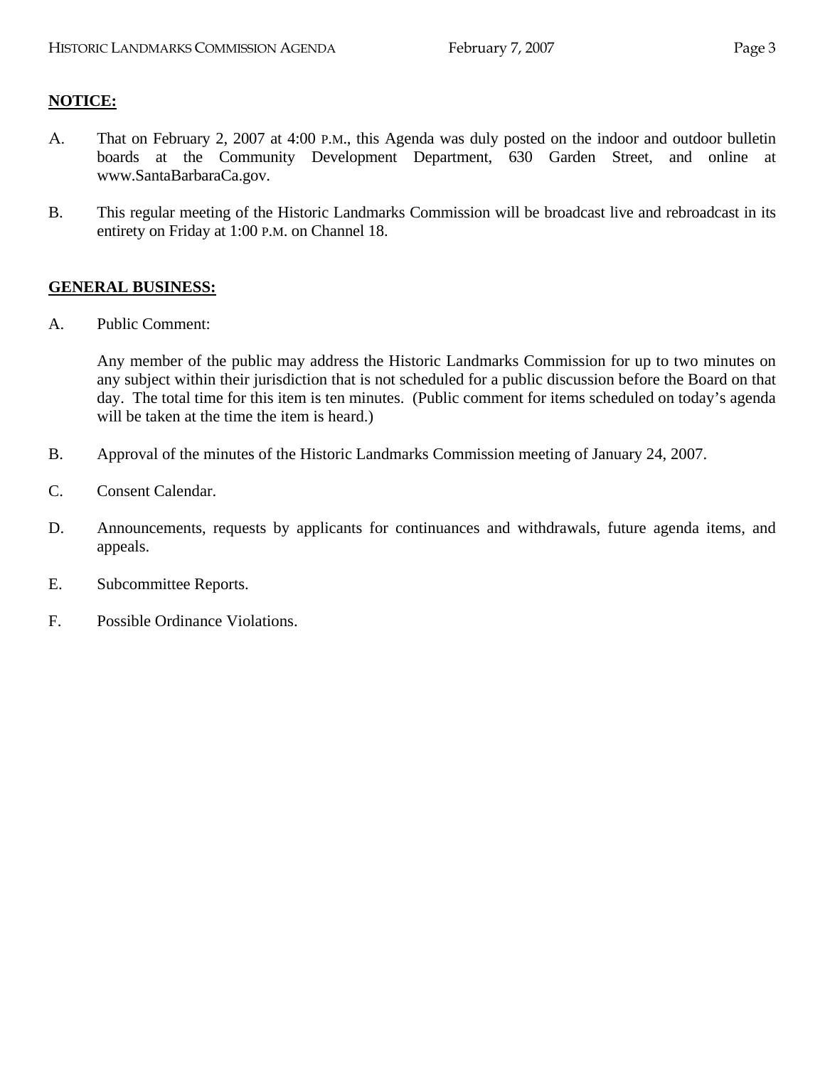**NOTICE:**

A. That on February 2, 2007 at 4:00 P.M., this Agenda was duly posted on the indoor and outdoor bulletin boards at the Community Development Department, 630 Garden Street, and online at www.SantaBarbaraCa.gov.

B. This regular meeting of the Historic Landmarks Commission will be broadcast live and rebroadcast in its entirety on Friday at 1:00 P.M. on Channel 18.

**GENERAL BUSINESS:**

A. Public Comment:

Any member of the public may address the Historic Landmarks Commission for up to two minutes on any subject within their jurisdiction that is not scheduled for a public discussion before the Board on that day. The total time for this item is ten minutes. (Public comment for items scheduled on today's agenda will be taken at the time the item is heard.)

B. Approval of the minutes of the Historic Landmarks Commission meeting of January 24, 2007.

C. Consent Calendar.

D. Announcements, requests by applicants for continuances and withdrawals, future agenda items, and appeals.

E. Subcommittee Reports.

F. Possible Ordinance Violations.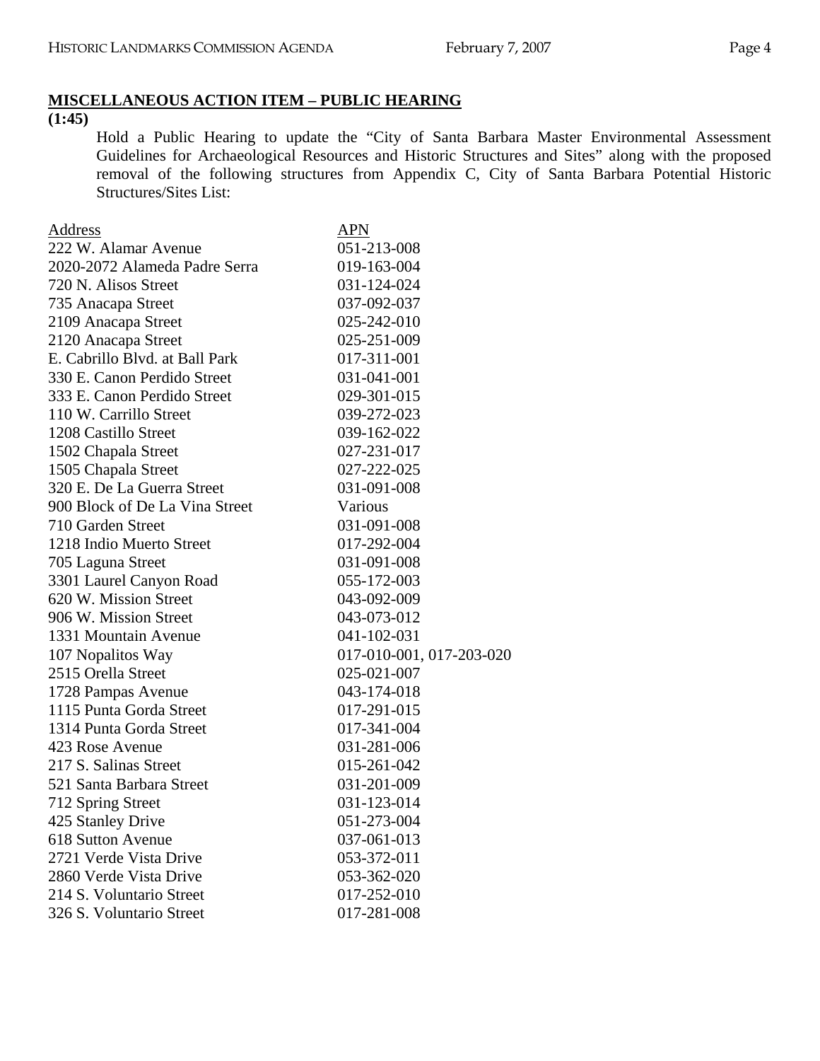## MISCELLANEOUS ACTION ITEM – PUBLIC HEARING

**(1:45)**

Hold a Public Hearing to update the "City of Santa Barbara Master Environmental Assessment Guidelines for Archaeological Resources and Historic Structures and Sites" along with the proposed removal of the following structures from Appendix C, City of Santa Barbara Potential Historic Structures/Sites List:

| Address | APN |
|---|---|
| 222 W. Alamar Avenue | 051-213-008 |
| 2020-2072 Alameda Padre Serra | 019-163-004 |
| 720 N. Alisos Street | 031-124-024 |
| 735 Anacapa Street | 037-092-037 |
| 2109 Anacapa Street | 025-242-010 |
| 2120 Anacapa Street | 025-251-009 |
| E. Cabrillo Blvd. at Ball Park | 017-311-001 |
| 330 E. Canon Perdido Street | 031-041-001 |
| 333 E. Canon Perdido Street | 029-301-015 |
| 110 W. Carrillo Street | 039-272-023 |
| 1208 Castillo Street | 039-162-022 |
| 1502 Chapala Street | 027-231-017 |
| 1505 Chapala Street | 027-222-025 |
| 320 E. De La Guerra Street | 031-091-008 |
| 900 Block of De La Vina Street | Various |
| 710 Garden Street | 031-091-008 |
| 1218 Indio Muerto Street | 017-292-004 |
| 705 Laguna Street | 031-091-008 |
| 3301 Laurel Canyon Road | 055-172-003 |
| 620 W. Mission Street | 043-092-009 |
| 906 W. Mission Street | 043-073-012 |
| 1331 Mountain Avenue | 041-102-031 |
| 107 Nopalitos Way | 017-010-001, 017-203-020 |
| 2515 Orella Street | 025-021-007 |
| 1728 Pampas Avenue | 043-174-018 |
| 1115 Punta Gorda Street | 017-291-015 |
| 1314 Punta Gorda Street | 017-341-004 |
| 423 Rose Avenue | 031-281-006 |
| 217 S. Salinas Street | 015-261-042 |
| 521 Santa Barbara Street | 031-201-009 |
| 712 Spring Street | 031-123-014 |
| 425 Stanley Drive | 051-273-004 |
| 618 Sutton Avenue | 037-061-013 |
| 2721 Verde Vista Drive | 053-372-011 |
| 2860 Verde Vista Drive | 053-362-020 |
| 214 S. Voluntario Street | 017-252-010 |
| 326 S. Voluntario Street | 017-281-008 |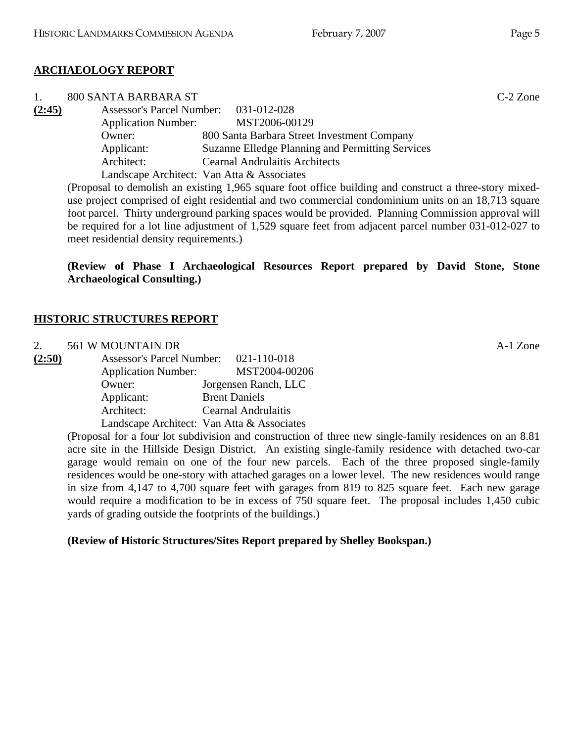## ARCHAEOLOGY REPORT

1. 800 SANTA BARBARA ST C-2 Zone

**(2:45)**
Assessor's Parcel Number: 031-012-028
Application Number: MST2006-00129
Owner: 800 Santa Barbara Street Investment Company
Applicant: Suzanne Elledge Planning and Permitting Services
Architect: Cearnal Andrulaitis Architects
Landscape Architect: Van Atta & Associates

(Proposal to demolish an existing 1,965 square foot office building and construct a three-story mixed-use project comprised of eight residential and two commercial condominium units on an 18,713 square foot parcel. Thirty underground parking spaces would be provided. Planning Commission approval will be required for a lot line adjustment of 1,529 square feet from adjacent parcel number 031-012-027 to meet residential density requirements.)

**(Review of Phase I Archaeological Resources Report prepared by David Stone, Stone Archaeological Consulting.)**

## HISTORIC STRUCTURES REPORT

2. 561 W MOUNTAIN DR A-1 Zone

**(2:50)**
Assessor's Parcel Number: 021-110-018
Application Number: MST2004-00206
Owner: Jorgensen Ranch, LLC
Applicant: Brent Daniels
Architect: Cearnal Andrulaitis
Landscape Architect: Van Atta & Associates

(Proposal for a four lot subdivision and construction of three new single-family residences on an 8.81 acre site in the Hillside Design District. An existing single-family residence with detached two-car garage would remain on one of the four new parcels. Each of the three proposed single-family residences would be one-story with attached garages on a lower level. The new residences would range in size from 4,147 to 4,700 square feet with garages from 819 to 825 square feet. Each new garage would require a modification to be in excess of 750 square feet. The proposal includes 1,450 cubic yards of grading outside the footprints of the buildings.)

**(Review of Historic Structures/Sites Report prepared by Shelley Bookspan.)**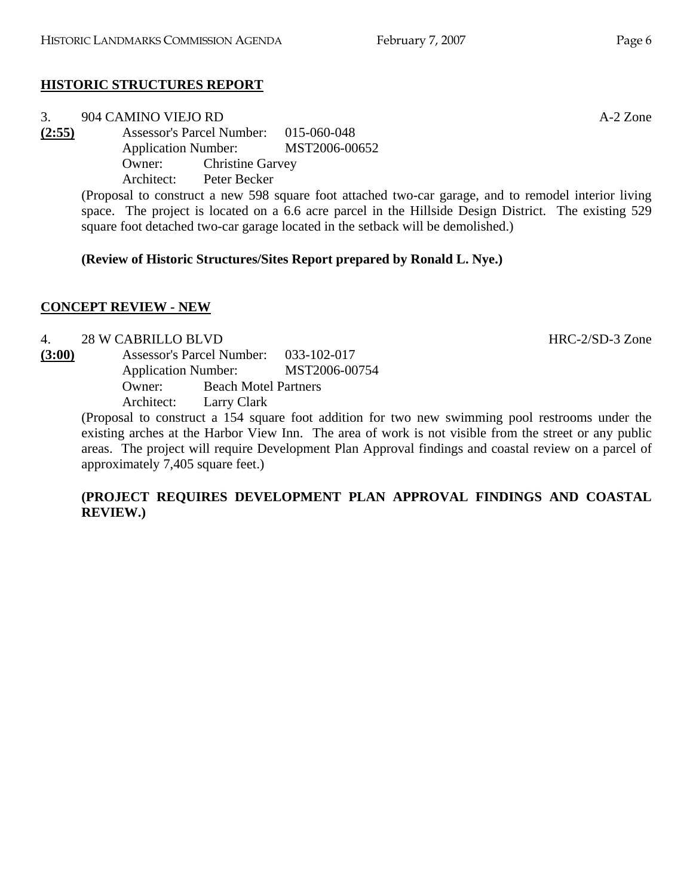## HISTORIC STRUCTURES REPORT

3. 904 CAMINO VIEJO RD — A-2 Zone

**(2:55)**

Assessor's Parcel Number: 015-060-048
Application Number: MST2006-00652
Owner: Christine Garvey
Architect: Peter Becker

(Proposal to construct a new 598 square foot attached two-car garage, and to remodel interior living space. The project is located on a 6.6 acre parcel in the Hillside Design District. The existing 529 square foot detached two-car garage located in the setback will be demolished.)

**(Review of Historic Structures/Sites Report prepared by Ronald L. Nye.)**

## CONCEPT REVIEW - NEW

4. 28 W CABRILLO BLVD — HRC-2/SD-3 Zone

**(3:00)**

Assessor's Parcel Number: 033-102-017
Application Number: MST2006-00754
Owner: Beach Motel Partners
Architect: Larry Clark

(Proposal to construct a 154 square foot addition for two new swimming pool restrooms under the existing arches at the Harbor View Inn. The area of work is not visible from the street or any public areas. The project will require Development Plan Approval findings and coastal review on a parcel of approximately 7,405 square feet.)

**(PROJECT REQUIRES DEVELOPMENT PLAN APPROVAL FINDINGS AND COASTAL REVIEW.)**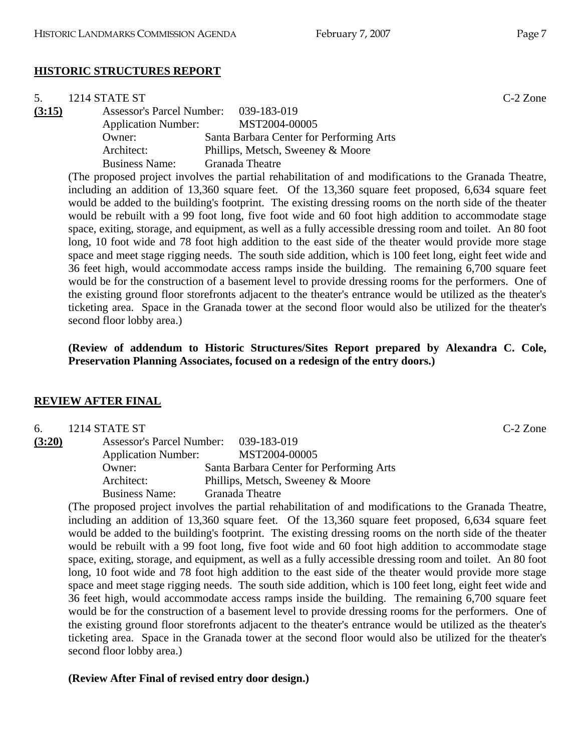## HISTORIC STRUCTURES REPORT

5. 1214 STATE ST C-2 Zone

**(3:15)**

Assessor's Parcel Number: 039-183-019
Application Number: MST2004-00005
Owner: Santa Barbara Center for Performing Arts
Architect: Phillips, Metsch, Sweeney & Moore
Business Name: Granada Theatre

(The proposed project involves the partial rehabilitation of and modifications to the Granada Theatre, including an addition of 13,360 square feet. Of the 13,360 square feet proposed, 6,634 square feet would be added to the building's footprint. The existing dressing rooms on the north side of the theater would be rebuilt with a 99 foot long, five foot wide and 60 foot high addition to accommodate stage space, exiting, storage, and equipment, as well as a fully accessible dressing room and toilet. An 80 foot long, 10 foot wide and 78 foot high addition to the east side of the theater would provide more stage space and meet stage rigging needs. The south side addition, which is 100 feet long, eight feet wide and 36 feet high, would accommodate access ramps inside the building. The remaining 6,700 square feet would be for the construction of a basement level to provide dressing rooms for the performers. One of the existing ground floor storefronts adjacent to the theater's entrance would be utilized as the theater's ticketing area. Space in the Granada tower at the second floor would also be utilized for the theater's second floor lobby area.)

**(Review of addendum to Historic Structures/Sites Report prepared by Alexandra C. Cole, Preservation Planning Associates, focused on a redesign of the entry doors.)**

## REVIEW AFTER FINAL

6. 1214 STATE ST C-2 Zone

**(3:20)**

Assessor's Parcel Number: 039-183-019
Application Number: MST2004-00005
Owner: Santa Barbara Center for Performing Arts
Architect: Phillips, Metsch, Sweeney & Moore
Business Name: Granada Theatre

(The proposed project involves the partial rehabilitation of and modifications to the Granada Theatre, including an addition of 13,360 square feet. Of the 13,360 square feet proposed, 6,634 square feet would be added to the building's footprint. The existing dressing rooms on the north side of the theater would be rebuilt with a 99 foot long, five foot wide and 60 foot high addition to accommodate stage space, exiting, storage, and equipment, as well as a fully accessible dressing room and toilet. An 80 foot long, 10 foot wide and 78 foot high addition to the east side of the theater would provide more stage space and meet stage rigging needs. The south side addition, which is 100 feet long, eight feet wide and 36 feet high, would accommodate access ramps inside the building. The remaining 6,700 square feet would be for the construction of a basement level to provide dressing rooms for the performers. One of the existing ground floor storefronts adjacent to the theater's entrance would be utilized as the theater's ticketing area. Space in the Granada tower at the second floor would also be utilized for the theater's second floor lobby area.)

**(Review After Final of revised entry door design.)**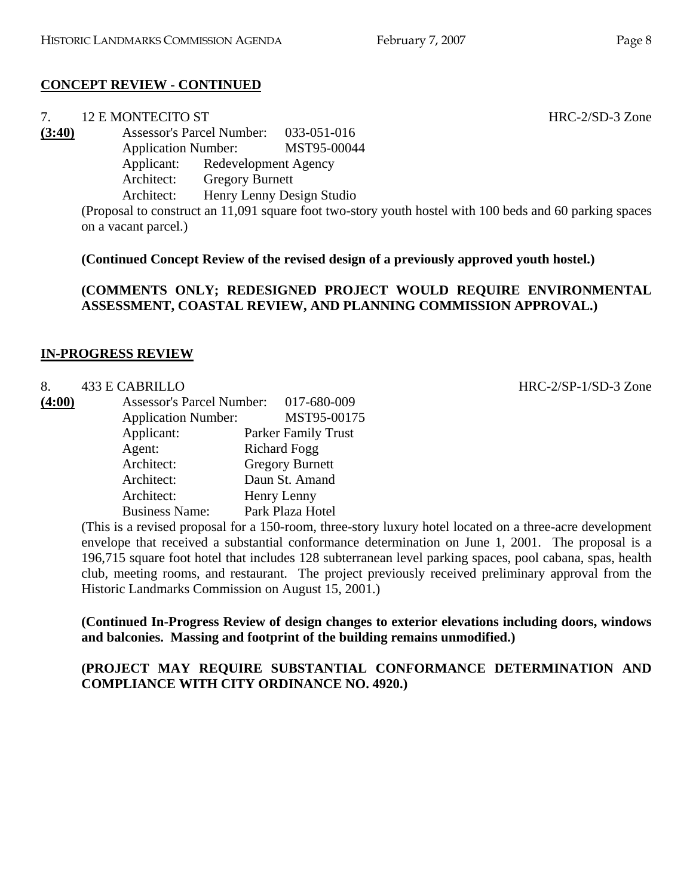## **CONCEPT REVIEW - CONTINUED**

7. 12 E MONTECITO ST HRC-2/SD-3 Zone

**(3:40)**

Assessor's Parcel Number: 033-051-016
Application Number: MST95-00044
Applicant: Redevelopment Agency
Architect: Gregory Burnett
Architect: Henry Lenny Design Studio

(Proposal to construct an 11,091 square foot two-story youth hostel with 100 beds and 60 parking spaces on a vacant parcel.)

**(Continued Concept Review of the revised design of a previously approved youth hostel.)**

**(COMMENTS ONLY; REDESIGNED PROJECT WOULD REQUIRE ENVIRONMENTAL ASSESSMENT, COASTAL REVIEW, AND PLANNING COMMISSION APPROVAL.)**

## **IN-PROGRESS REVIEW**

8. 433 E CABRILLO HRC-2/SP-1/SD-3 Zone

**(4:00)**

Assessor's Parcel Number: 017-680-009
Application Number: MST95-00175
Applicant: Parker Family Trust
Agent: Richard Fogg
Architect: Gregory Burnett
Architect: Daun St. Amand
Architect: Henry Lenny
Business Name: Park Plaza Hotel

(This is a revised proposal for a 150-room, three-story luxury hotel located on a three-acre development envelope that received a substantial conformance determination on June 1, 2001. The proposal is a 196,715 square foot hotel that includes 128 subterranean level parking spaces, pool cabana, spas, health club, meeting rooms, and restaurant. The project previously received preliminary approval from the Historic Landmarks Commission on August 15, 2001.)

**(Continued In-Progress Review of design changes to exterior elevations including doors, windows and balconies. Massing and footprint of the building remains unmodified.)**

**(PROJECT MAY REQUIRE SUBSTANTIAL CONFORMANCE DETERMINATION AND COMPLIANCE WITH CITY ORDINANCE NO. 4920.)**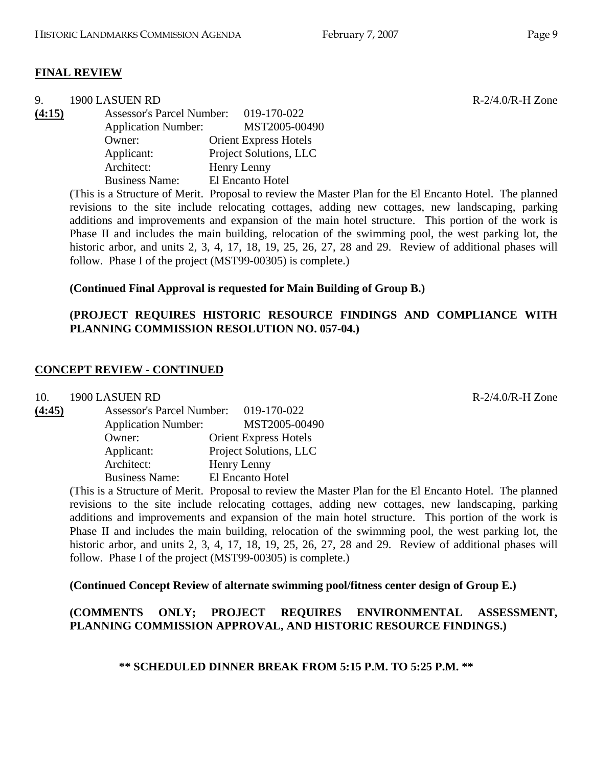## FINAL REVIEW

9. 1900 LASUEN RD R-2/4.0/R-H Zone

**(4:15)**
Assessor's Parcel Number: 019-170-022
Application Number: MST2005-00490
Owner: Orient Express Hotels
Applicant: Project Solutions, LLC
Architect: Henry Lenny
Business Name: El Encanto Hotel

(This is a Structure of Merit. Proposal to review the Master Plan for the El Encanto Hotel. The planned revisions to the site include relocating cottages, adding new cottages, new landscaping, parking additions and improvements and expansion of the main hotel structure. This portion of the work is Phase II and includes the main building, relocation of the swimming pool, the west parking lot, the historic arbor, and units 2, 3, 4, 17, 18, 19, 25, 26, 27, 28 and 29. Review of additional phases will follow. Phase I of the project (MST99-00305) is complete.)

**(Continued Final Approval is requested for Main Building of Group B.)**

**(PROJECT REQUIRES HISTORIC RESOURCE FINDINGS AND COMPLIANCE WITH PLANNING COMMISSION RESOLUTION NO. 057-04.)**

## CONCEPT REVIEW - CONTINUED

10. 1900 LASUEN RD R-2/4.0/R-H Zone

**(4:45)**
Assessor's Parcel Number: 019-170-022
Application Number: MST2005-00490
Owner: Orient Express Hotels
Applicant: Project Solutions, LLC
Architect: Henry Lenny
Business Name: El Encanto Hotel

(This is a Structure of Merit. Proposal to review the Master Plan for the El Encanto Hotel. The planned revisions to the site include relocating cottages, adding new cottages, new landscaping, parking additions and improvements and expansion of the main hotel structure. This portion of the work is Phase II and includes the main building, relocation of the swimming pool, the west parking lot, the historic arbor, and units 2, 3, 4, 17, 18, 19, 25, 26, 27, 28 and 29. Review of additional phases will follow. Phase I of the project (MST99-00305) is complete.)

**(Continued Concept Review of alternate swimming pool/fitness center design of Group E.)**

**(COMMENTS ONLY; PROJECT REQUIRES ENVIRONMENTAL ASSESSMENT, PLANNING COMMISSION APPROVAL, AND HISTORIC RESOURCE FINDINGS.)**

**\*\* SCHEDULED DINNER BREAK FROM 5:15 P.M. TO 5:25 P.M. \*\***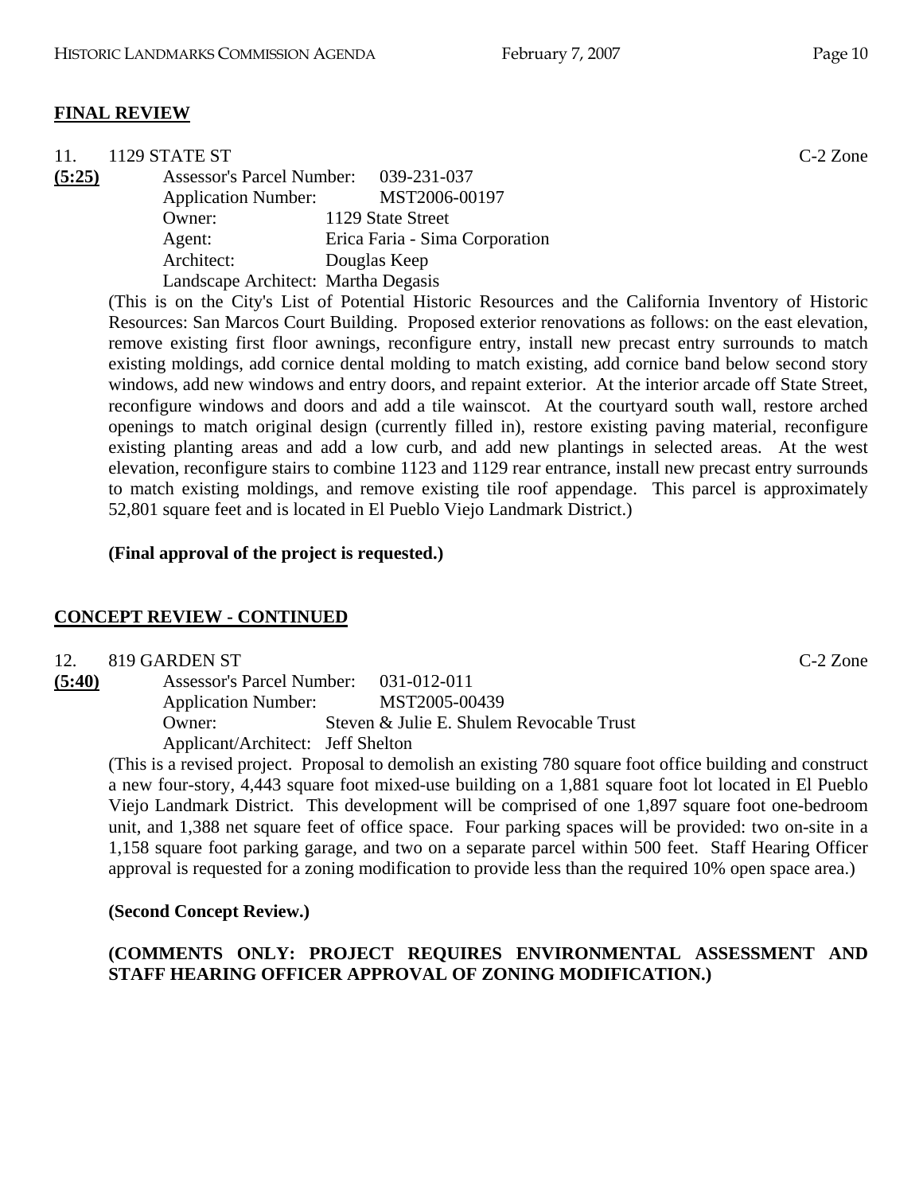## FINAL REVIEW

11. 1129 STATE ST C-2 Zone

**(5:25)** Assessor's Parcel Number: 039-231-037
Application Number: MST2006-00197
Owner: 1129 State Street
Agent: Erica Faria - Sima Corporation
Architect: Douglas Keep
Landscape Architect: Martha Degasis

(This is on the City's List of Potential Historic Resources and the California Inventory of Historic Resources: San Marcos Court Building. Proposed exterior renovations as follows: on the east elevation, remove existing first floor awnings, reconfigure entry, install new precast entry surrounds to match existing moldings, add cornice dental molding to match existing, add cornice band below second story windows, add new windows and entry doors, and repaint exterior. At the interior arcade off State Street, reconfigure windows and doors and add a tile wainscot. At the courtyard south wall, restore arched openings to match original design (currently filled in), restore existing paving material, reconfigure existing planting areas and add a low curb, and add new plantings in selected areas. At the west elevation, reconfigure stairs to combine 1123 and 1129 rear entrance, install new precast entry surrounds to match existing moldings, and remove existing tile roof appendage. This parcel is approximately 52,801 square feet and is located in El Pueblo Viejo Landmark District.)

**(Final approval of the project is requested.)**

## CONCEPT REVIEW - CONTINUED

12. 819 GARDEN ST C-2 Zone

**(5:40)** Assessor's Parcel Number: 031-012-011
Application Number: MST2005-00439
Owner: Steven & Julie E. Shulem Revocable Trust
Applicant/Architect: Jeff Shelton

(This is a revised project. Proposal to demolish an existing 780 square foot office building and construct a new four-story, 4,443 square foot mixed-use building on a 1,881 square foot lot located in El Pueblo Viejo Landmark District. This development will be comprised of one 1,897 square foot one-bedroom unit, and 1,388 net square feet of office space. Four parking spaces will be provided: two on-site in a 1,158 square foot parking garage, and two on a separate parcel within 500 feet. Staff Hearing Officer approval is requested for a zoning modification to provide less than the required 10% open space area.)

**(Second Concept Review.)**

**(COMMENTS ONLY: PROJECT REQUIRES ENVIRONMENTAL ASSESSMENT AND STAFF HEARING OFFICER APPROVAL OF ZONING MODIFICATION.)**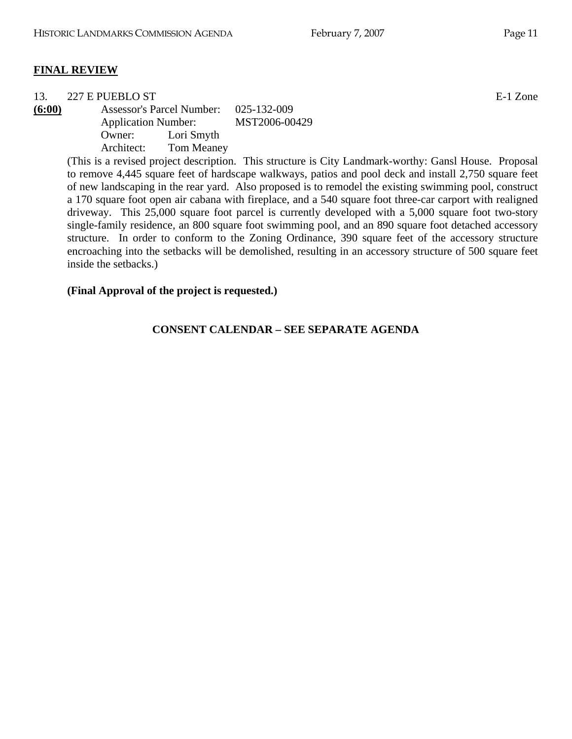## FINAL REVIEW

13. 227 E PUEBLO ST E-1 Zone

**(6:00)** Assessor's Parcel Number: 025-132-009
Application Number: MST2006-00429
Owner: Lori Smyth
Architect: Tom Meaney

(This is a revised project description. This structure is City Landmark-worthy: Gansl House. Proposal to remove 4,445 square feet of hardscape walkways, patios and pool deck and install 2,750 square feet of new landscaping in the rear yard. Also proposed is to remodel the existing swimming pool, construct a 170 square foot open air cabana with fireplace, and a 540 square foot three-car carport with realigned driveway. This 25,000 square foot parcel is currently developed with a 5,000 square foot two-story single-family residence, an 800 square foot swimming pool, and an 890 square foot detached accessory structure. In order to conform to the Zoning Ordinance, 390 square feet of the accessory structure encroaching into the setbacks will be demolished, resulting in an accessory structure of 500 square feet inside the setbacks.)

**(Final Approval of the project is requested.)**

**CONSENT CALENDAR – SEE SEPARATE AGENDA**